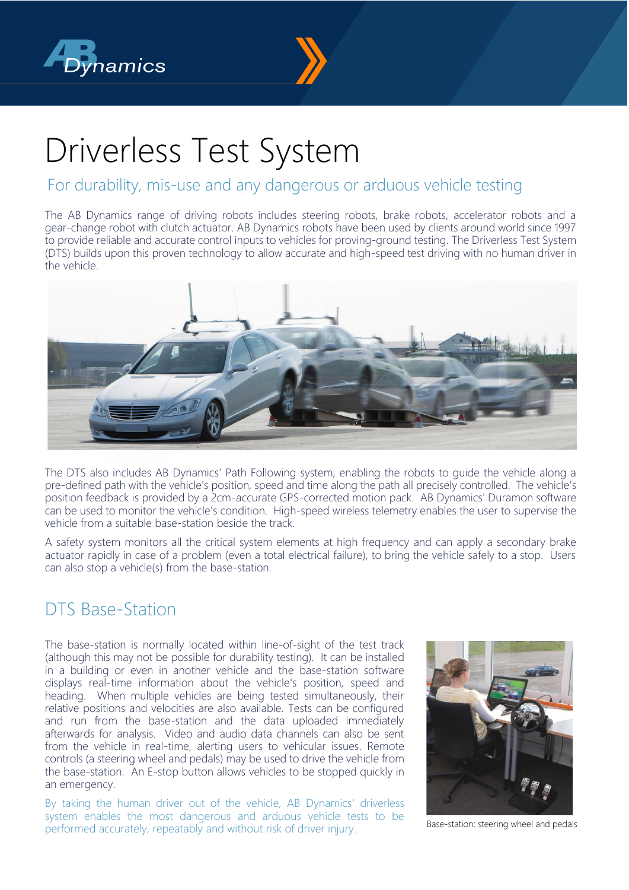# Driverless Test System

## For durability, mis-use and any dangerous or arduous vehicle testing

The AB Dynamics range of driving robots includes steering robots, brake robots, accelerator robots and a gear-change robot with clutch actuator. AB Dynamics robots have been used by clients around world since 1997 to provide reliable and accurate control inputs to vehicles for proving-ground testing. The Driverless Test System (DTS) builds upon this proven technology to allow accurate and high-speed test driving with no human driver in the vehicle.

The DTS also includes AB Dynamics' Path Following system, enabling the robots to guide the vehicle along a pre-defined path with the vehicle's position, speed and time along the path all precisely controlled. The vehicle's position feedback is provided by a 2cm-accurate GPS-corrected motion pack. AB Dynamics' Duramon software can be used to monitor the vehicle's condition. High-speed wireless telemetry enables the user to supervise the vehicle from a suitable base-station beside the track.

A safety system monitors all the critical system elements at high frequency and can apply a secondary brake actuator rapidly in case of a problem (even a total electrical failure), to bring the vehicle safely to a stop. Users can also stop a vehicle(s) from the base-station.

## DTS Base-Station

The base-station is normally located within line-of-sight of the test track (although this may not be possible for durability testing). It can be installed in a building or even in another vehicle and the base-station software displays real-time information about the vehicle's position, speed and heading. When multiple vehicles are being tested simultaneously, their relative positions and velocities are also available. Tests can be configured and run from the base-station and the data uploaded immediately afterwards for analysis. Video and audio data channels can also be sent from the vehicle in real-time, alerting users to vehicular issues. Remote controls (a steering wheel and pedals) may be used to drive the vehicle from the base-station. An E-stop button allows vehicles to be stopped quickly in an emergency.

By taking the human driver out of the vehicle, AB Dynamics' driverless system enables the most dangerous and arduous vehicle tests to be performed accurately, repeatably and without risk of driver injury.

Base-station; steering wheel and pedals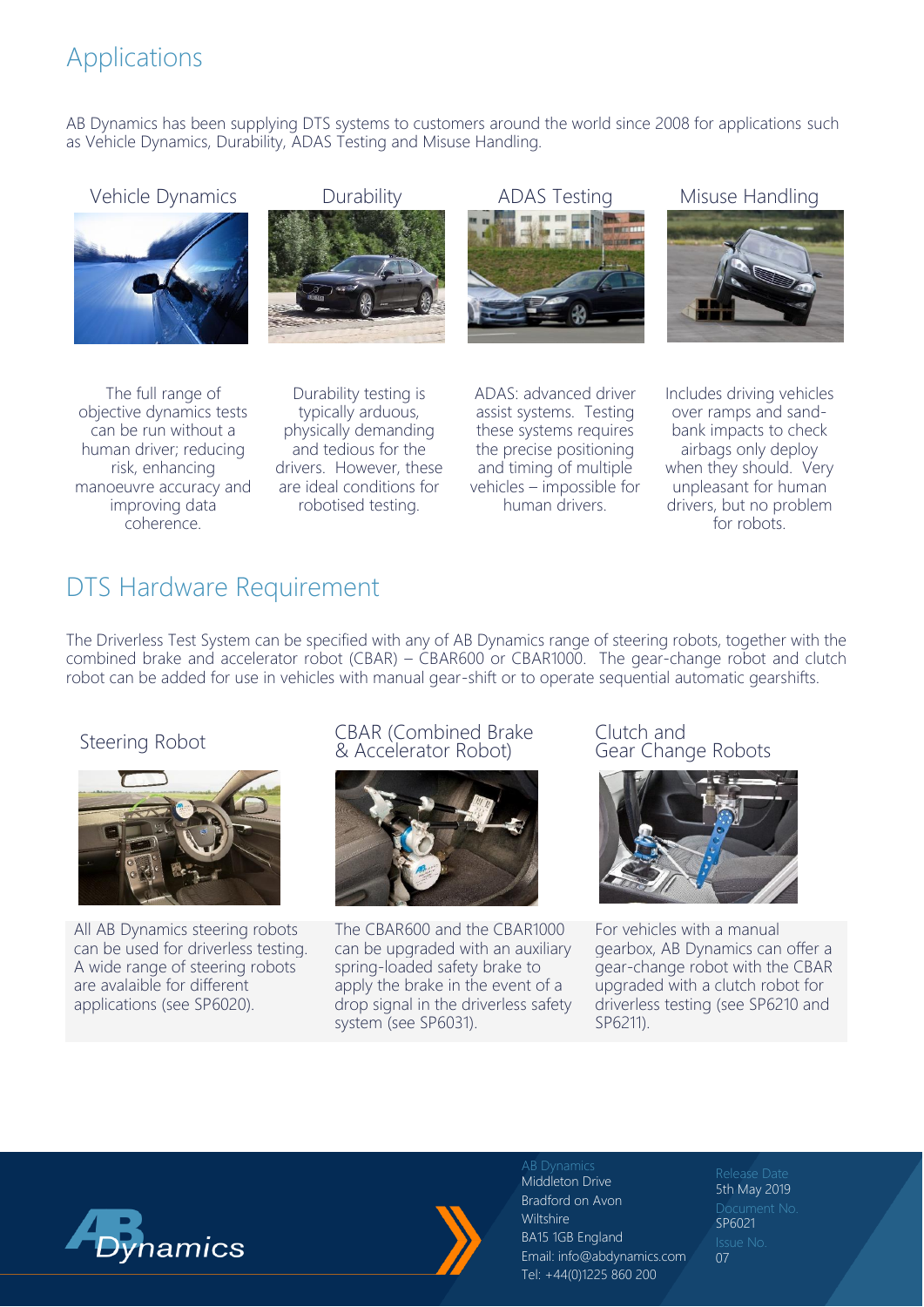## Applications

AB Dynamics has been supplying DTS systems to customers around the world since 2008 for applications such as Vehicle Dynamics, Durability, ADAS Testing and Misuse Handling.

### Vehicle Dynamics

The full range of objective dynamics tests can be run without a human driver; reducing risk, enhancing manoeuvre accuracy and improving data coherence.

### Durability

Durability testing is typically arduous, physically demanding and tedious for the drivers. However, these are ideal conditions for robotised testing.

### ADAS Testing

ADAS: advanced driver assist systems. Testing these systems requires the precise positioning and timing of multiple vehicles – impossible for human drivers.

### Misuse Handling

Includes driving vehicles over ramps and sand-bank impacts to check airbags only deploy when they should. Very unpleasant for human drivers, but no problem for robots.

## DTS Hardware Requirement

The Driverless Test System can be specified with any of AB Dynamics range of steering robots, together with the combined brake and accelerator robot (CBAR) – CBAR600 or CBAR1000. The gear-change robot and clutch robot can be added for use in vehicles with manual gear-shift or to operate sequential automatic gearshifts.

### Steering Robot

All AB Dynamics steering robots can be used for driverless testing. A wide range of steering robots are avalaible for different applications (see SP6020).

### CBAR (Combined Brake & Accelerator Robot)

The CBAR600 and the CBAR1000 can be upgraded with an auxiliary spring-loaded safety brake to apply the brake in the event of a drop signal in the driverless safety system (see SP6031).

### Clutch and Gear Change Robots

For vehicles with a manual gearbox, AB Dynamics can offer a gear-change robot with the CBAR upgraded with a clutch robot for driverless testing (see SP6210 and SP6211).

AB Dynamics
Middleton Drive
Bradford on Avon
Wiltshire
BA15 1GB England
Email: info@abdynamics.com
Tel: +44(0)1225 860 200

Release Date
5th May 2019
Document No.
SP6021
Issue No.
07